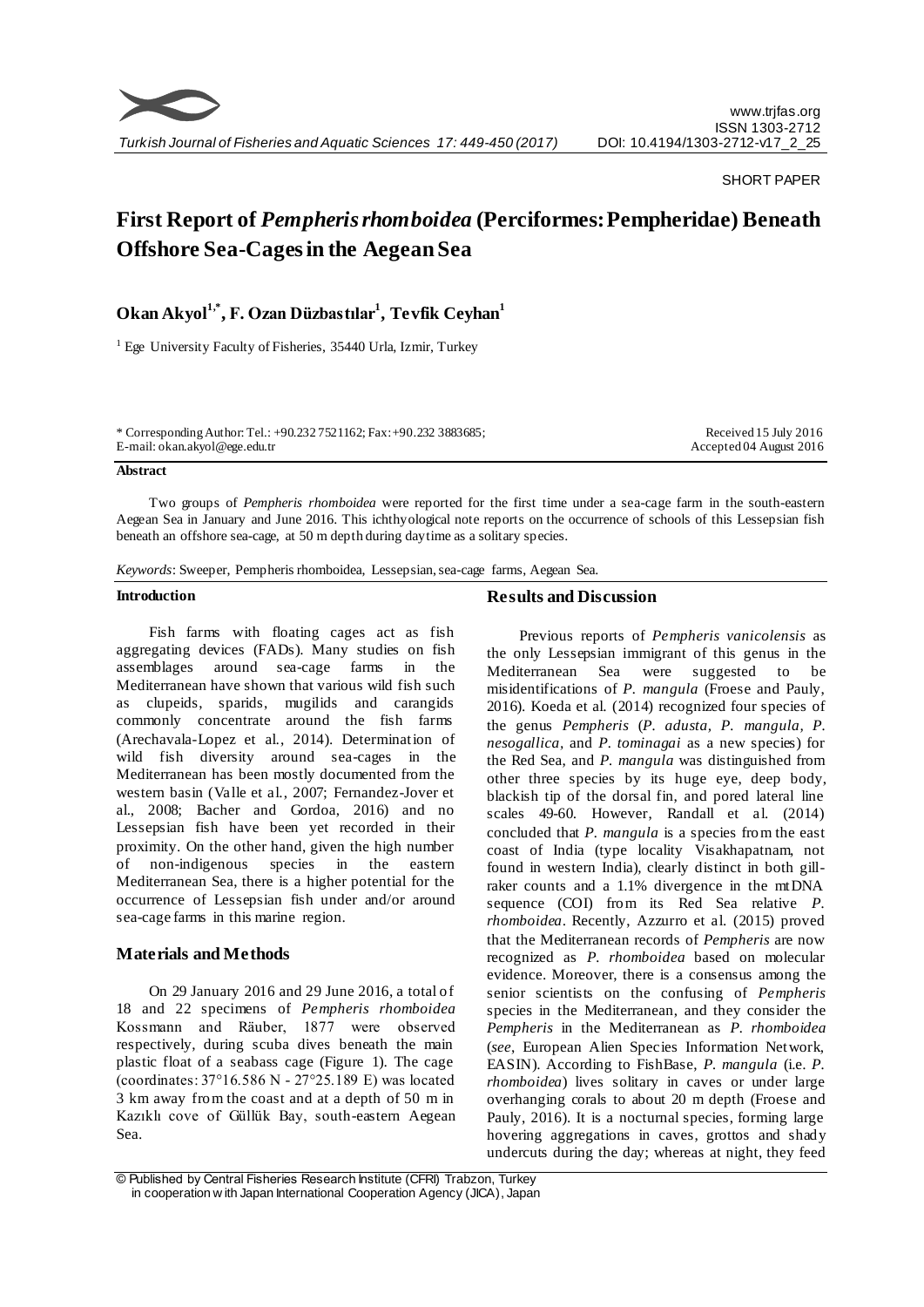SHORT PAPER

# First Report of *Pempheris rhomboidea* (Perciformes: Pempheridae) Beneath Offshore Sea-Cages in the Aegean Sea

**Okan Akyol[1,*], F. Ozan Düzbastılar[1], Tevfik Ceyhan[1]**

[1] Ege University Faculty of Fisheries, 35440 Urla, Izmir, Turkey

\* Corresponding Author: Tel.: +90.232 7521162; Fax: +90.232 3883685; E-mail: okan.akyol@ege.edu.tr

Received 15 July 2016
Accepted 04 August 2016

**Abstract**

Two groups of *Pempheris rhomboidea* were reported for the first time under a sea-cage farm in the south-eastern Aegean Sea in January and June 2016. This ichthyological note reports on the occurrence of schools of this Lessepsian fish beneath an offshore sea-cage, at 50 m depth during daytime as a solitary species.

*Keywords*: Sweeper, Pempheris rhomboidea, Lessepsian, sea-cage farms, Aegean Sea.

## Introduction

Fish farms with floating cages act as fish aggregating devices (FADs). Many studies on fish assemblages around sea-cage farms in the Mediterranean have shown that various wild fish such as clupeids, sparids, mugilids and carangids commonly concentrate around the fish farms (Arechavala-Lopez et al., 2014). Determination of wild fish diversity around sea-cages in the Mediterranean has been mostly documented from the western basin (Valle et al., 2007; Fernandez-Jover et al., 2008; Bacher and Gordoa, 2016) and no Lessepsian fish have been yet recorded in their proximity. On the other hand, given the high number of non-indigenous species in the eastern Mediterranean Sea, there is a higher potential for the occurrence of Lessepsian fish under and/or around sea-cage farms in this marine region.

## Materials and Methods

On 29 January 2016 and 29 June 2016, a total of 18 and 22 specimens of *Pempheris rhomboidea* Kossmann and Räuber, 1877 were observed respectively, during scuba dives beneath the main plastic float of a seabass cage (Figure 1). The cage (coordinates: 37°16.586 N - 27°25.189 E) was located 3 km away from the coast and at a depth of 50 m in Kazıklı cove of Güllük Bay, south-eastern Aegean Sea.

## Results and Discussion

Previous reports of *Pempheris vanicolensis* as the only Lessepsian immigrant of this genus in the Mediterranean Sea were suggested to be misidentifications of *P. mangula* (Froese and Pauly, 2016). Koeda et al. (2014) recognized four species of the genus *Pempheris* (*P. adusta, P. mangula, P. nesogallica,* and *P. tominagai* as a new species) for the Red Sea, and *P. mangula* was distinguished from other three species by its huge eye, deep body, blackish tip of the dorsal fin, and pored lateral line scales 49-60. However, Randall et al. (2014) concluded that *P. mangula* is a species from the east coast of India (type locality Visakhapatnam, not found in western India), clearly distinct in both gill-raker counts and a 1.1% divergence in the mtDNA sequence (COI) from its Red Sea relative *P. rhomboidea*. Recently, Azzurro et al. (2015) proved that the Mediterranean records of *Pempheris* are now recognized as *P. rhomboidea* based on molecular evidence. Moreover, there is a consensus among the senior scientists on the confusing of *Pempheris* species in the Mediterranean, and they consider the *Pempheris* in the Mediterranean as *P. rhomboidea* (*see*, European Alien Species Information Network, EASIN). According to FishBase, *P. mangula* (i.e. *P. rhomboidea*) lives solitary in caves or under large overhanging corals to about 20 m depth (Froese and Pauly, 2016). It is a nocturnal species, forming large hovering aggregations in caves, grottos and shady undercuts during the day; whereas at night, they feed

© Published by Central Fisheries Research Institute (CFRI) Trabzon, Turkey in cooperation with Japan International Cooperation Agency (JICA), Japan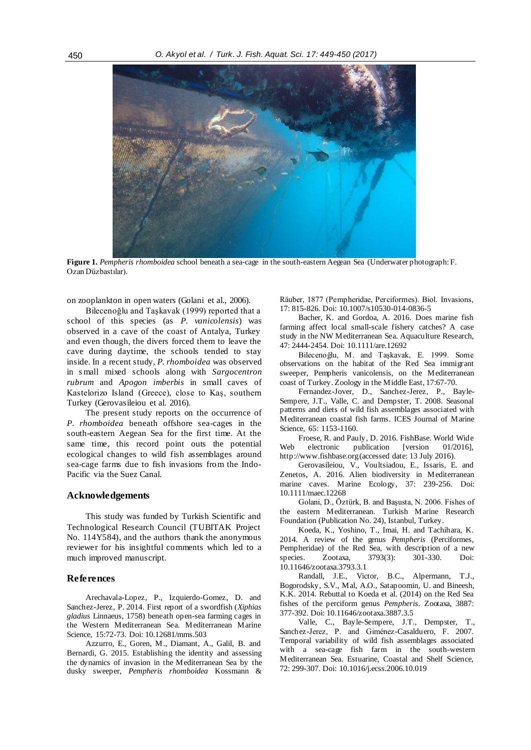**Figure 1.** *Pempheris rhomboidea* school beneath a sea-cage in the south-eastern Aegean Sea (Underwater photograph: F. Ozan Düzbastılar).

on zooplankton in open waters (Golani et al., 2006).

Bilecenoğlu and Taşkavak (1999) reported that a school of this species (as *P. vanicolensis*) was observed in a cave of the coast of Antalya, Turkey and even though, the divers forced them to leave the cave during daytime, the schools tended to stay inside. In a recent study, *P. rhomboidea* was observed in small mixed schools along with *Sargocentron rubrum* and *Apogon imberbis* in small caves of Kastelorizo Island (Greece), close to Kaş, southern Turkey (Gerovasileiou et al. 2016).

The present study reports on the occurrence of *P. rhomboidea* beneath offshore sea-cages in the south-eastern Aegean Sea for the first time. At the same time, this record point outs the potential ecological changes to wild fish assemblages around sea-cage farms due to fish invasions from the Indo-Pacific via the Suez Canal.

## Acknowledgements

This study was funded by Turkish Scientific and Technological Research Council (TUBITAK Project No. 114Y584), and the authors thank the anonymous reviewer for his insightful comments which led to a much improved manuscript.

## References

Arechavala-Lopez, P., Izquierdo-Gomez, D. and Sanchez-Jerez, P. 2014. First report of a swordfish (*Xiphias gladius* Linnaeus, 1758) beneath open-sea farming cages in the Western Mediterranean Sea. Mediterranean Marine Science, 15:72-73. Doi: 10.12681/mms.503

Azzurro, E., Goren, M., Diamant, A., Galil, B. and Bernardi, G. 2015. Establishing the identity and assessing the dynamics of invasion in the Mediterranean Sea by the dusky sweeper, *Pempheris rhomboidea* Kossmann & Räuber, 1877 (Pempheridae, Perciformes). Biol. Invasions, 17: 815-826. Doi: 10.1007/s10530-014-0836-5

Bacher, K. and Gordoa, A. 2016. Does marine fish farming affect local small-scale fishery catches? A case study in the NW Mediterranean Sea. Aquaculture Research, 47: 2444-2454. Doi: 10.1111/are.12692

Bilecenoğlu, M. and Taşkavak, E. 1999. Some observations on the habitat of the Red Sea immigrant sweeper, Pempheris vanicolensis, on the Mediterranean coast of Turkey. Zoology in the Middle East, 17:67-70.

Fernandez-Jover, D., Sanchez-Jerez, P., Bayle-Sempere, J.T., Valle, C. and Dempster, T. 2008. Seasonal patterns and diets of wild fish assemblages associated with Mediterranean coastal fish farms. ICES Journal of Marine Science, 65: 1153-1160.

Froese, R. and Pauly, D. 2016. FishBase. World Wide Web electronic publication [version 01/2016], http://www.fishbase.org (accessed date: 13 July 2016).

Gerovasileiou, V., Voultsiadou, E., Issaris, E. and Zenetos, A. 2016. Alien biodiversity in Mediterranean marine caves. Marine Ecology, 37: 239-256. Doi: 10.1111/maec.12268

Golani, D., Öztürk, B. and Başusta, N. 2006. Fishes of the eastern Mediterranean. Turkish Marine Research Foundation (Publication No. 24), Istanbul, Turkey.

Koeda, K., Yoshino, T., Imai, H. and Tachihara, K. 2014. A review of the genus *Pempheris* (Perciformes, Pempheridae) of the Red Sea, with description of a new species. Zootaxa, 3793(3): 301-330. Doi: 10.11646/zootaxa.3793.3.1

Randall, J.E., Victor, B.C., Alpermann, T.J., Bogorodsky, S.V., Mal, A.O., Satapoomin, U. and Bineesh, K.K. 2014. Rebuttal to Koeda et al. (2014) on the Red Sea fishes of the perciform genus *Pempheris*. Zootaxa, 3887: 377-392. Doi: 10.11646/zootaxa.3887.3.5

Valle, C., Bayle-Sempere, J.T., Dempster, T., Sanchez-Jerez, P. and Giménez-Casalduero, F. 2007. Temporal variability of wild fish assemblages associated with a sea-cage fish farm in the south-western Mediterranean Sea. Estuarine, Coastal and Shelf Science, 72: 299-307. Doi: 10.1016/j.ecss.2006.10.019